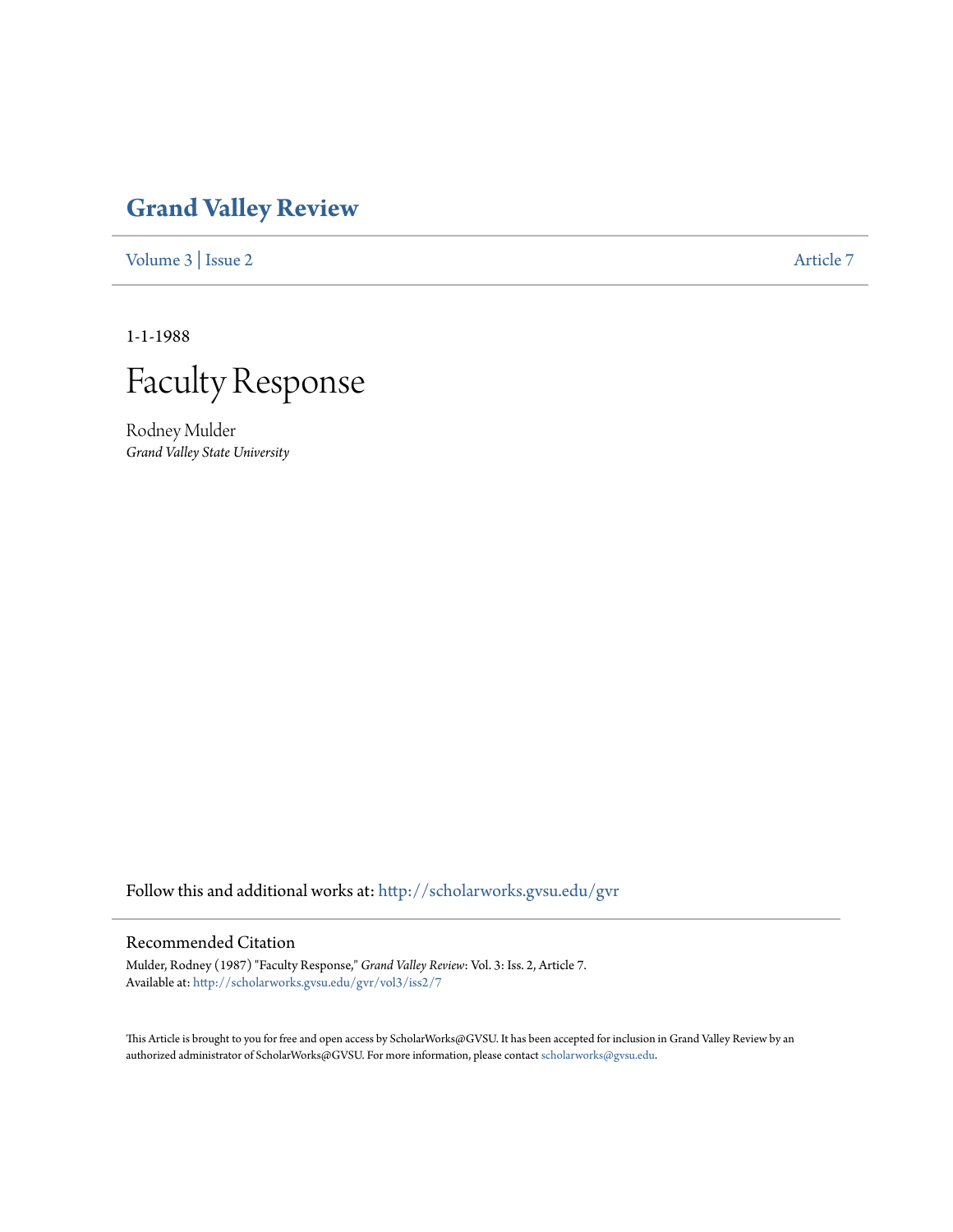# Grand Valley Review

Volume 3 | Issue 2 Article 7

1-1-1988

# Faculty Response

Rodney Mulder
*Grand Valley State University*

Follow this and additional works at: http://scholarworks.gvsu.edu/gvr

## Recommended Citation

Mulder, Rodney (1987) "Faculty Response," *Grand Valley Review*: Vol. 3: Iss. 2, Article 7.
Available at: http://scholarworks.gvsu.edu/gvr/vol3/iss2/7

This Article is brought to you for free and open access by ScholarWorks@GVSU. It has been accepted for inclusion in Grand Valley Review by an authorized administrator of ScholarWorks@GVSU. For more information, please contact scholarworks@gvsu.edu.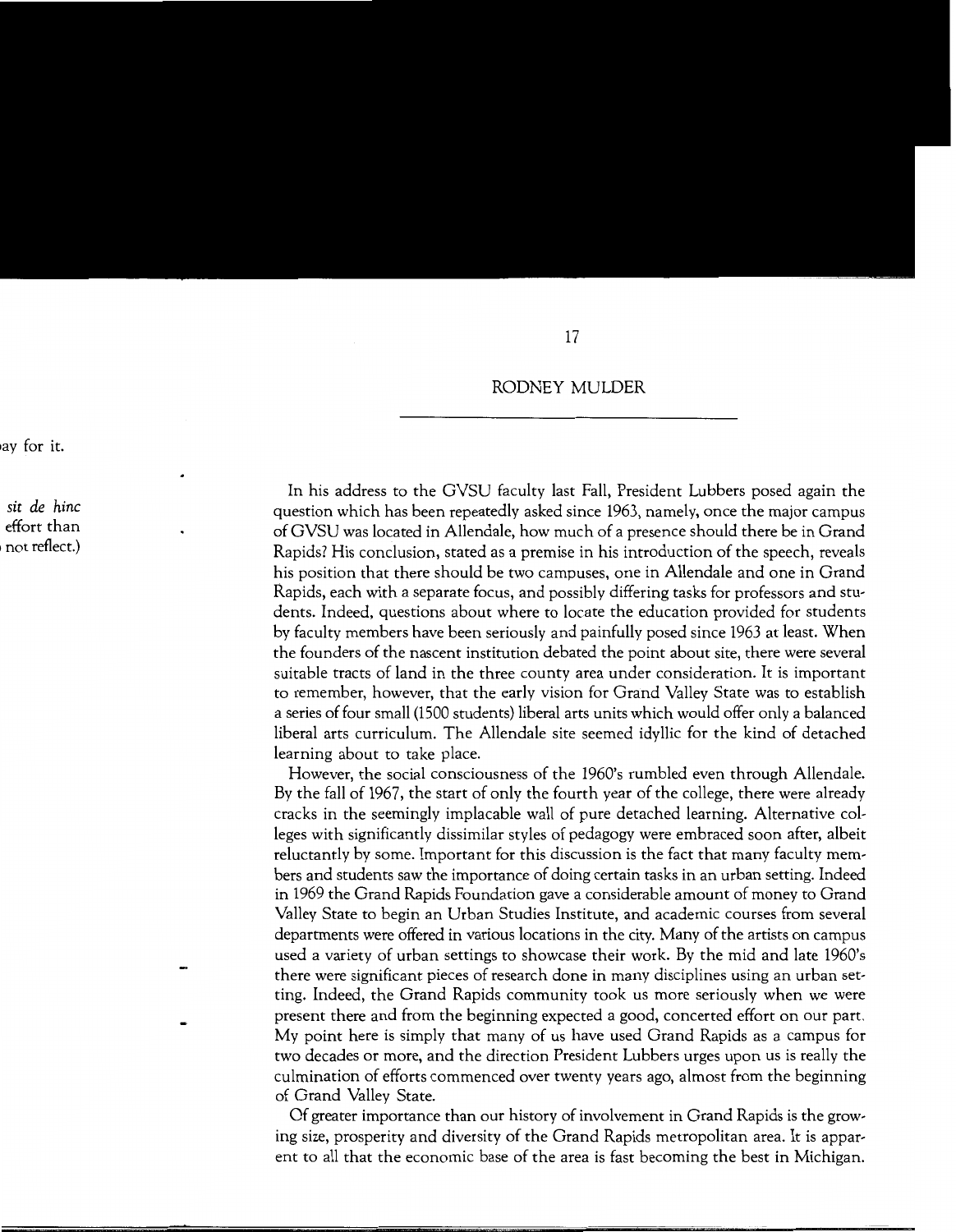## 17

## RODNEY MULDER

In his address to the GVSU faculty last Fall, President Lubbers posed again the question which has been repeatedly asked since 1963, namely, once the major campus of GVSU was located in Allendale, how much of a presence should there be in Grand Rapids? His conclusion, stated as a premise in his introduction of the speech, reveals his position that there should be two campuses, one in Allendale and one in Grand Rapids, each with a separate focus, and possibly differing tasks for professors and students. Indeed, questions about where to locate the education provided for students by faculty members have been seriously and painfully posed since 1963 at least. When the founders of the nascent institution debated the point about site, there were several suitable tracts of land in the three county area under consideration. It is important to remember, however, that the early vision for Grand Valley State was to establish a series of four small (1500 students) liberal arts units which would offer only a balanced liberal arts curriculum. The Allendale site seemed idyllic for the kind of detached learning about to take place.

However, the social consciousness of the 1960's rumbled even through Allendale. By the fall of 1967, the start of only the fourth year of the college, there were already cracks in the seemingly implacable wall of pure detached learning. Alternative colleges with significantly dissimilar styles of pedagogy were embraced soon after, albeit reluctantly by some. Important for this discussion is the fact that many faculty members and students saw the importance of doing certain tasks in an urban setting. Indeed in 1969 the Grand Rapids Foundation gave a considerable amount of money to Grand Valley State to begin an Urban Studies Institute, and academic courses from several departments were offered in various locations in the city. Many of the artists on campus used a variety of urban settings to showcase their work. By the mid and late 1960's there were significant pieces of research done in many disciplines using an urban setting. Indeed, the Grand Rapids community took us more seriously when we were present there and from the beginning expected a good, concerted effort on our part. My point here is simply that many of us have used Grand Rapids as a campus for two decades or more, and the direction President Lubbers urges upon us is really the culmination of efforts commenced over twenty years ago, almost from the beginning of Grand Valley State.

Of greater importance than our history of involvement in Grand Rapids is the growing size, prosperity and diversity of the Grand Rapids metropolitan area. It is apparent to all that the economic base of the area is fast becoming the best in Michigan.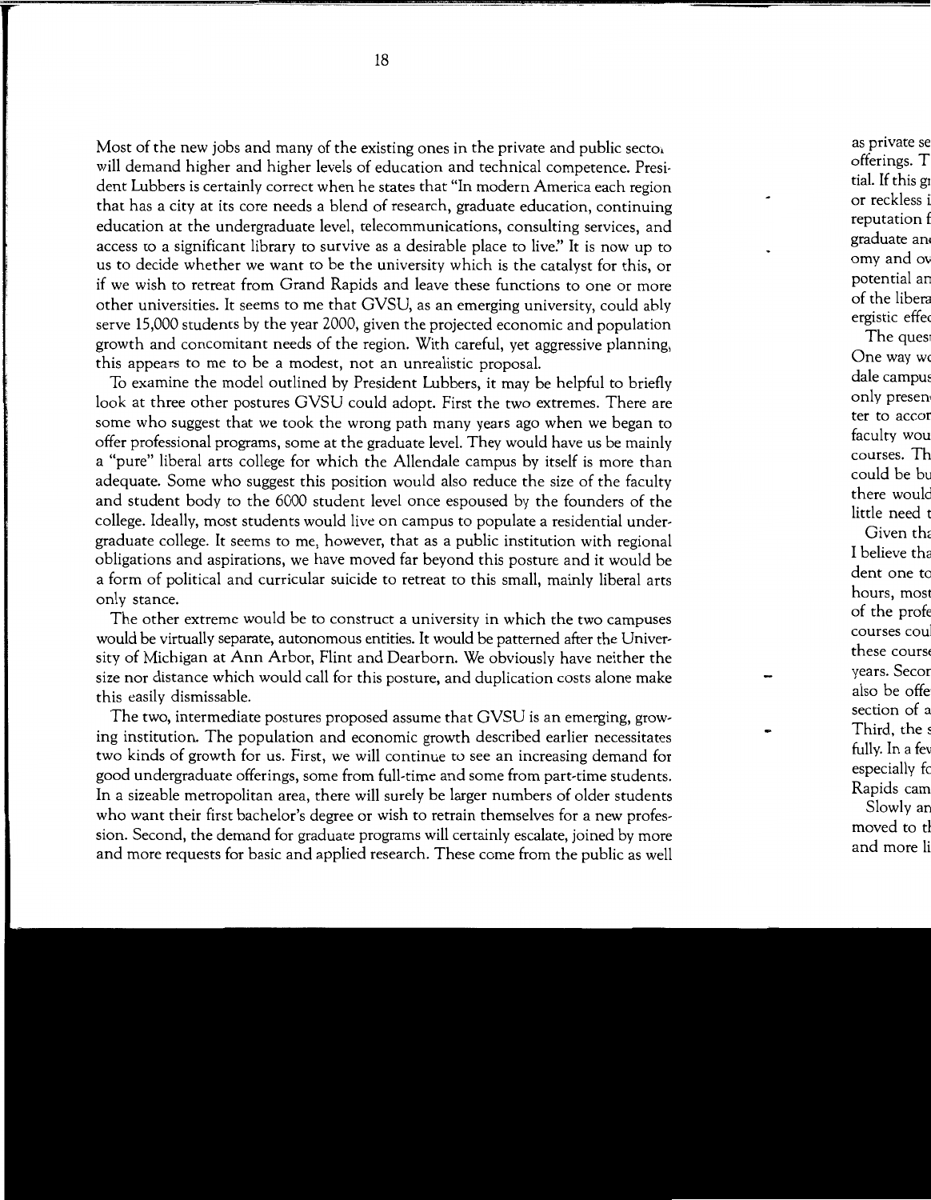Most of the new jobs and many of the existing ones in the private and public sectors will demand higher and higher levels of education and technical competence. President Lubbers is certainly correct when he states that "In modern America each region that has a city at its core needs a blend of research, graduate education, continuing education at the undergraduate level, telecommunications, consulting services, and access to a significant library to survive as a desirable place to live." It is now up to us to decide whether we want to be the university which is the catalyst for this, or if we wish to retreat from Grand Rapids and leave these functions to one or more other universities. It seems to me that GVSU, as an emerging university, could ably serve 15,000 students by the year 2000, given the projected economic and population growth and concomitant needs of the region. With careful, yet aggressive planning, this appears to me to be a modest, not an unrealistic proposal.

To examine the model outlined by President Lubbers, it may be helpful to briefly look at three other postures GVSU could adopt. First the two extremes. There are some who suggest that we took the wrong path many years ago when we began to offer professional programs, some at the graduate level. They would have us be mainly a "pure" liberal arts college for which the Allendale campus by itself is more than adequate. Some who suggest this position would also reduce the size of the faculty and student body to the 6000 student level once espoused by the founders of the college. Ideally, most students would live on campus to populate a residential undergraduate college. It seems to me, however, that as a public institution with regional obligations and aspirations, we have moved far beyond this posture and it would be a form of political and curricular suicide to retreat to this small, mainly liberal arts only stance.

The other extreme would be to construct a university in which the two campuses would be virtually separate, autonomous entities. It would be patterned after the University of Michigan at Ann Arbor, Flint and Dearborn. We obviously have neither the size nor distance which would call for this posture, and duplication costs alone make this easily dismissable.

The two, intermediate postures proposed assume that GVSU is an emerging, growing institution. The population and economic growth described earlier necessitates two kinds of growth for us. First, we will continue to see an increasing demand for good undergraduate offerings, some from full-time and some from part-time students. In a sizeable metropolitan area, there will surely be larger numbers of older students who want their first bachelor's degree or wish to retrain themselves for a new profession. Second, the demand for graduate programs will certainly escalate, joined by more and more requests for basic and applied research. These come from the public as well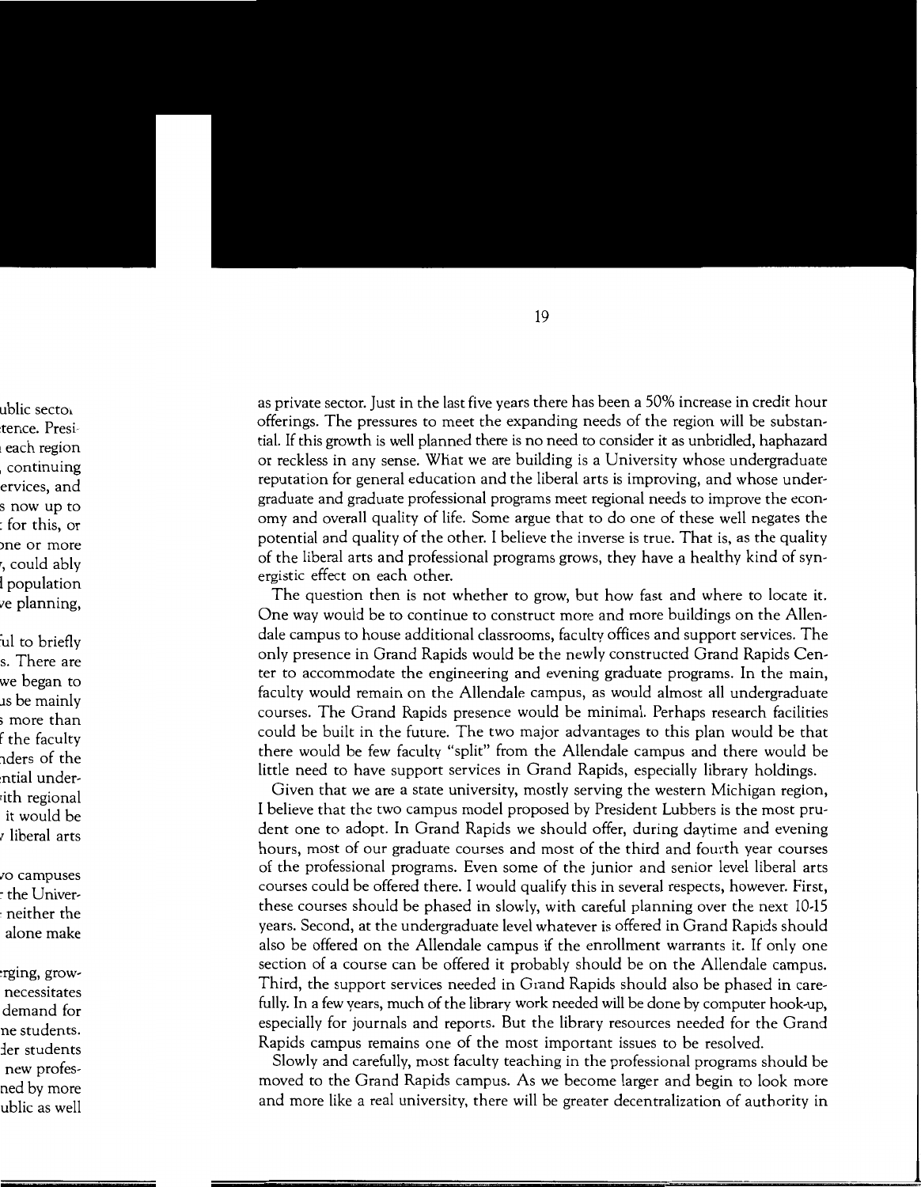as private sector. Just in the last five years there has been a 50% increase in credit hour offerings. The pressures to meet the expanding needs of the region will be substantial. If this growth is well planned there is no need to consider it as unbridled, haphazard or reckless in any sense. What we are building is a University whose undergraduate reputation for general education and the liberal arts is improving, and whose undergraduate and graduate professional programs meet regional needs to improve the economy and overall quality of life. Some argue that to do one of these well negates the potential and quality of the other. I believe the inverse is true. That is, as the quality of the liberal arts and professional programs grows, they have a healthy kind of synergistic effect on each other.

The question then is not whether to grow, but how fast and where to locate it. One way would be to continue to construct more and more buildings on the Allendale campus to house additional classrooms, faculty offices and support services. The only presence in Grand Rapids would be the newly constructed Grand Rapids Center to accommodate the engineering and evening graduate programs. In the main, faculty would remain on the Allendale campus, as would almost all undergraduate courses. The Grand Rapids presence would be minimal. Perhaps research facilities could be built in the future. The two major advantages to this plan would be that there would be few faculty "split" from the Allendale campus and there would be little need to have support services in Grand Rapids, especially library holdings.

Given that we are a state university, mostly serving the western Michigan region, I believe that the two campus model proposed by President Lubbers is the most prudent one to adopt. In Grand Rapids we should offer, during daytime and evening hours, most of our graduate courses and most of the third and fourth year courses of the professional programs. Even some of the junior and senior level liberal arts courses could be offered there. I would qualify this in several respects, however. First, these courses should be phased in slowly, with careful planning over the next 10-15 years. Second, at the undergraduate level whatever is offered in Grand Rapids should also be offered on the Allendale campus if the enrollment warrants it. If only one section of a course can be offered it probably should be on the Allendale campus. Third, the support services needed in Grand Rapids should also be phased in carefully. In a few years, much of the library work needed will be done by computer hook-up, especially for journals and reports. But the library resources needed for the Grand Rapids campus remains one of the most important issues to be resolved.

Slowly and carefully, most faculty teaching in the professional programs should be moved to the Grand Rapids campus. As we become larger and begin to look more and more like a real university, there will be greater decentralization of authority in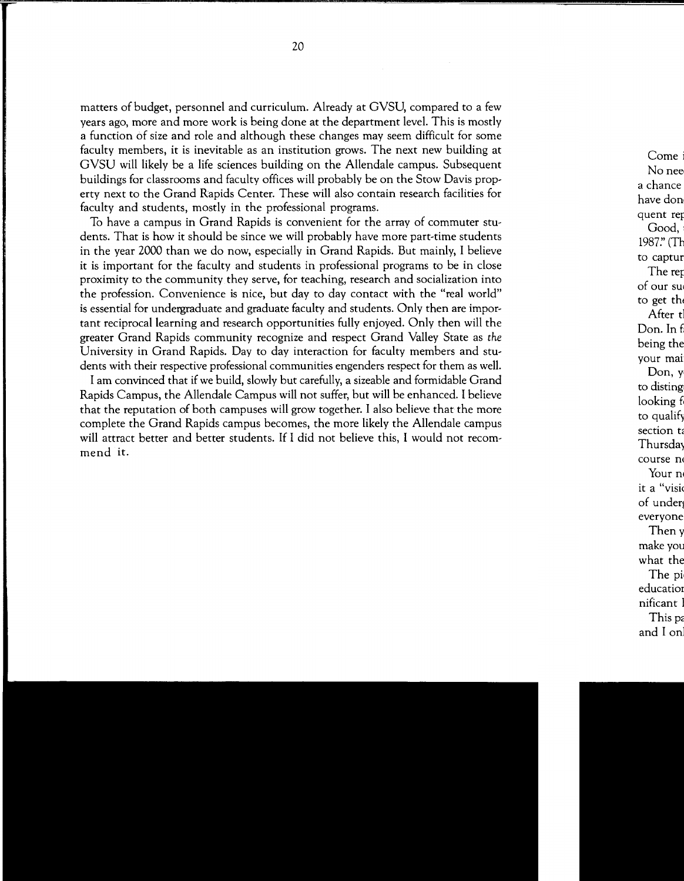matters of budget, personnel and curriculum. Already at GVSU, compared to a few years ago, more and more work is being done at the department level. This is mostly a function of size and role and although these changes may seem difficult for some faculty members, it is inevitable as an institution grows. The next new building at GVSU will likely be a life sciences building on the Allendale campus. Subsequent buildings for classrooms and faculty offices will probably be on the Stow Davis property next to the Grand Rapids Center. These will also contain research facilities for faculty and students, mostly in the professional programs.

To have a campus in Grand Rapids is convenient for the array of commuter students. That is how it should be since we will probably have more part-time students in the year 2000 than we do now, especially in Grand Rapids. But mainly, I believe it is important for the faculty and students in professional programs to be in close proximity to the community they serve, for teaching, research and socialization into the profession. Convenience is nice, but day to day contact with the "real world" is essential for undergraduate and graduate faculty and students. Only then are important reciprocal learning and research opportunities fully enjoyed. Only then will the greater Grand Rapids community recognize and respect Grand Valley State as *the* University in Grand Rapids. Day to day interaction for faculty members and students with their respective professional communities engenders respect for them as well.

I am convinced that if we build, slowly but carefully, a sizeable and formidable Grand Rapids Campus, the Allendale Campus will not suffer, but will be enhanced. I believe that the reputation of both campuses will grow together. I also believe that the more complete the Grand Rapids campus becomes, the more likely the Allendale campus will attract better and better students. If I did not believe this, I would not recommend it.